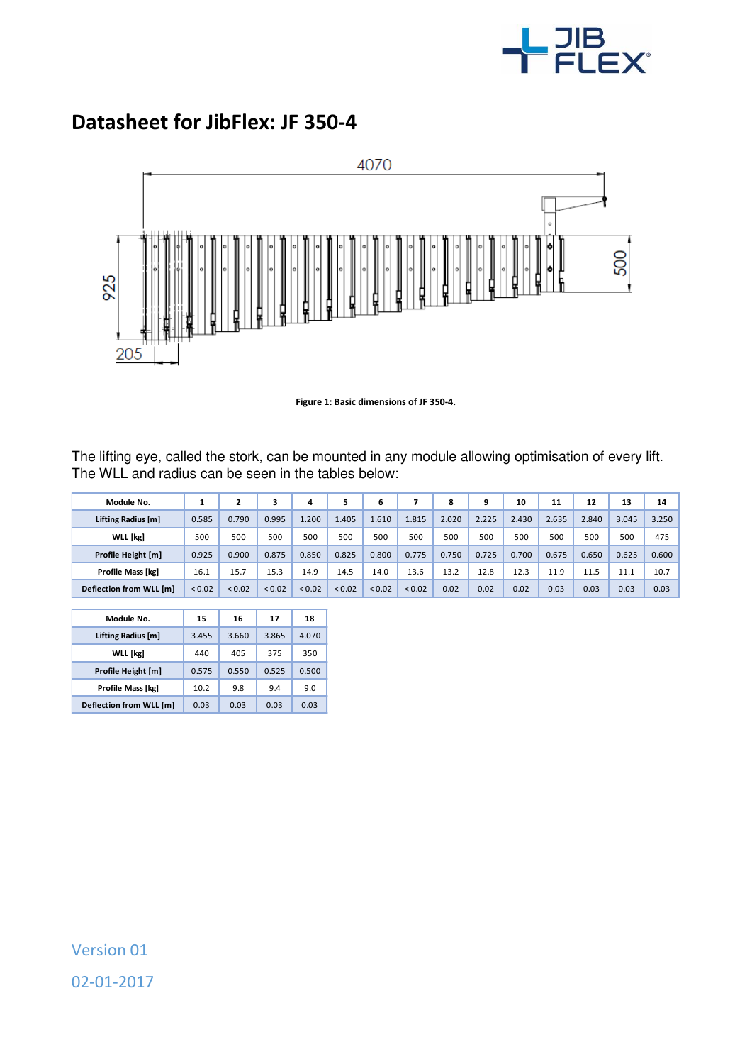# Datasheet for JibFlex: JF 350-4

Figure 1: Basic dimensions of JF 350-4.

The lifting eye, called the stork, can be mounted in any module allowing optimisation of every lift. The WLL and radius can be seen in the tables below:

| Module No. | 1 | 2 | 3 | 4 | 5 | 6 | 7 | 8 | 9 | 10 | 11 | 12 | 13 | 14 |
|---|---|---|---|---|---|---|---|---|---|---|---|---|---|---|
| Lifting Radius [m] | 0.585 | 0.790 | 0.995 | 1.200 | 1.405 | 1.610 | 1.815 | 2.020 | 2.225 | 2.430 | 2.635 | 2.840 | 3.045 | 3.250 |
| WLL [kg] | 500 | 500 | 500 | 500 | 500 | 500 | 500 | 500 | 500 | 500 | 500 | 500 | 500 | 475 |
| Profile Height [m] | 0.925 | 0.900 | 0.875 | 0.850 | 0.825 | 0.800 | 0.775 | 0.750 | 0.725 | 0.700 | 0.675 | 0.650 | 0.625 | 0.600 |
| Profile Mass [kg] | 16.1 | 15.7 | 15.3 | 14.9 | 14.5 | 14.0 | 13.6 | 13.2 | 12.8 | 12.3 | 11.9 | 11.5 | 11.1 | 10.7 |
| Deflection from WLL [m] | < 0.02 | < 0.02 | < 0.02 | < 0.02 | < 0.02 | < 0.02 | < 0.02 | 0.02 | 0.02 | 0.02 | 0.03 | 0.03 | 0.03 | 0.03 |

| Module No. | 15 | 16 | 17 | 18 |
|---|---|---|---|---|
| Lifting Radius [m] | 3.455 | 3.660 | 3.865 | 4.070 |
| WLL [kg] | 440 | 405 | 375 | 350 |
| Profile Height [m] | 0.575 | 0.550 | 0.525 | 0.500 |
| Profile Mass [kg] | 10.2 | 9.8 | 9.4 | 9.0 |
| Deflection from WLL [m] | 0.03 | 0.03 | 0.03 | 0.03 |

Version 01

02-01-2017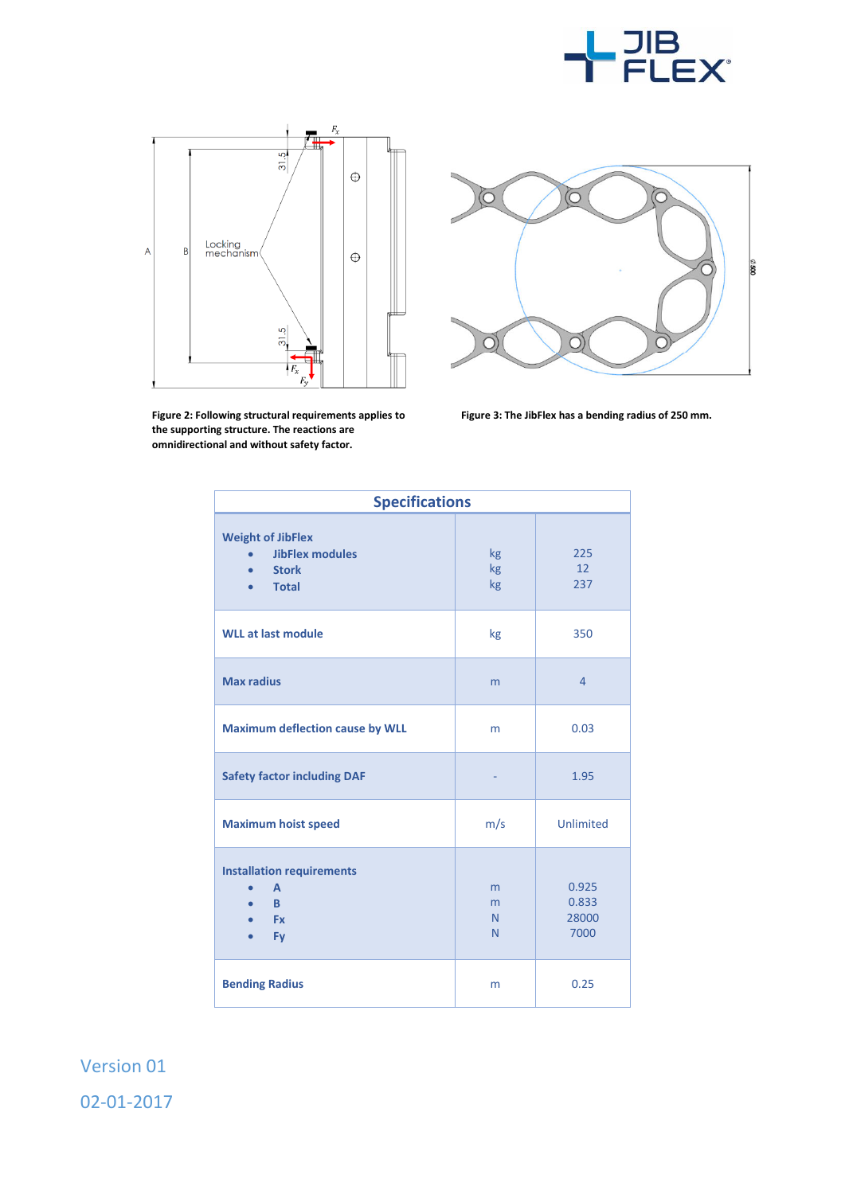Figure 2: Following structural requirements applies to the supporting structure. The reactions are omnidirectional and without safety factor.

Figure 3: The JibFlex has a bending radius of 250 mm.

| Specifications | | |
|---|---|---|
| **Weight of JibFlex**<br>• JibFlex modules<br>• Stork<br>• Total | <br>kg<br>kg<br>kg | <br>225<br>12<br>237 |
| **WLL at last module** | kg | 350 |
| **Max radius** | m | 4 |
| **Maximum deflection cause by WLL** | m | 0.03 |
| **Safety factor including DAF** | - | 1.95 |
| **Maximum hoist speed** | m/s | Unlimited |
| **Installation requirements**<br>• A<br>• B<br>• Fx<br>• Fy | <br>m<br>m<br>N<br>N | <br>0.925<br>0.833<br>28000<br>7000 |
| **Bending Radius** | m | 0.25 |

Version 01

02-01-2017